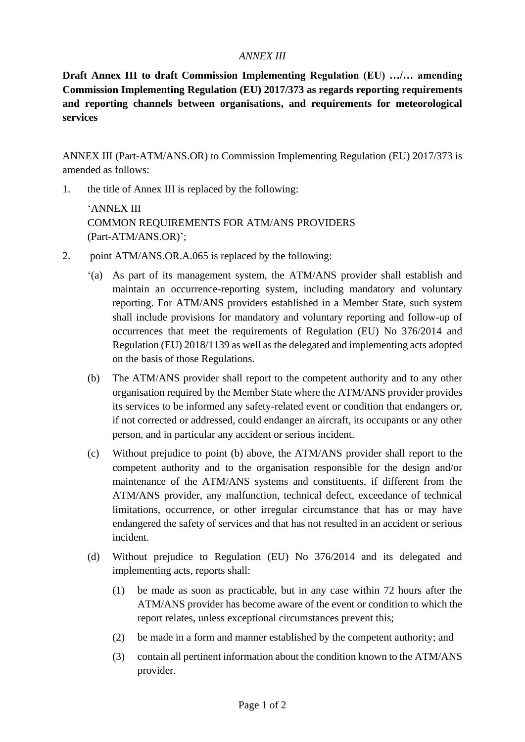*ANNEX III*

**Draft Annex III to draft Commission Implementing Regulation (EU) …/… amending Commission Implementing Regulation (EU) 2017/373 as regards reporting requirements and reporting channels between organisations, and requirements for meteorological services**

ANNEX III (Part-ATM/ANS.OR) to Commission Implementing Regulation (EU) 2017/373 is amended as follows:

1. the title of Annex III is replaced by the following:

   'ANNEX III
   COMMON REQUIREMENTS FOR ATM/ANS PROVIDERS
   (Part-ATM/ANS.OR)';

2. point ATM/ANS.OR.A.065 is replaced by the following:

   '(a) As part of its management system, the ATM/ANS provider shall establish and maintain an occurrence-reporting system, including mandatory and voluntary reporting. For ATM/ANS providers established in a Member State, such system shall include provisions for mandatory and voluntary reporting and follow-up of occurrences that meet the requirements of Regulation (EU) No 376/2014 and Regulation (EU) 2018/1139 as well as the delegated and implementing acts adopted on the basis of those Regulations.

   (b) The ATM/ANS provider shall report to the competent authority and to any other organisation required by the Member State where the ATM/ANS provider provides its services to be informed any safety-related event or condition that endangers or, if not corrected or addressed, could endanger an aircraft, its occupants or any other person, and in particular any accident or serious incident.

   (c) Without prejudice to point (b) above, the ATM/ANS provider shall report to the competent authority and to the organisation responsible for the design and/or maintenance of the ATM/ANS systems and constituents, if different from the ATM/ANS provider, any malfunction, technical defect, exceedance of technical limitations, occurrence, or other irregular circumstance that has or may have endangered the safety of services and that has not resulted in an accident or serious incident.

   (d) Without prejudice to Regulation (EU) No 376/2014 and its delegated and implementing acts, reports shall:

      (1) be made as soon as practicable, but in any case within 72 hours after the ATM/ANS provider has become aware of the event or condition to which the report relates, unless exceptional circumstances prevent this;

      (2) be made in a form and manner established by the competent authority; and

      (3) contain all pertinent information about the condition known to the ATM/ANS provider.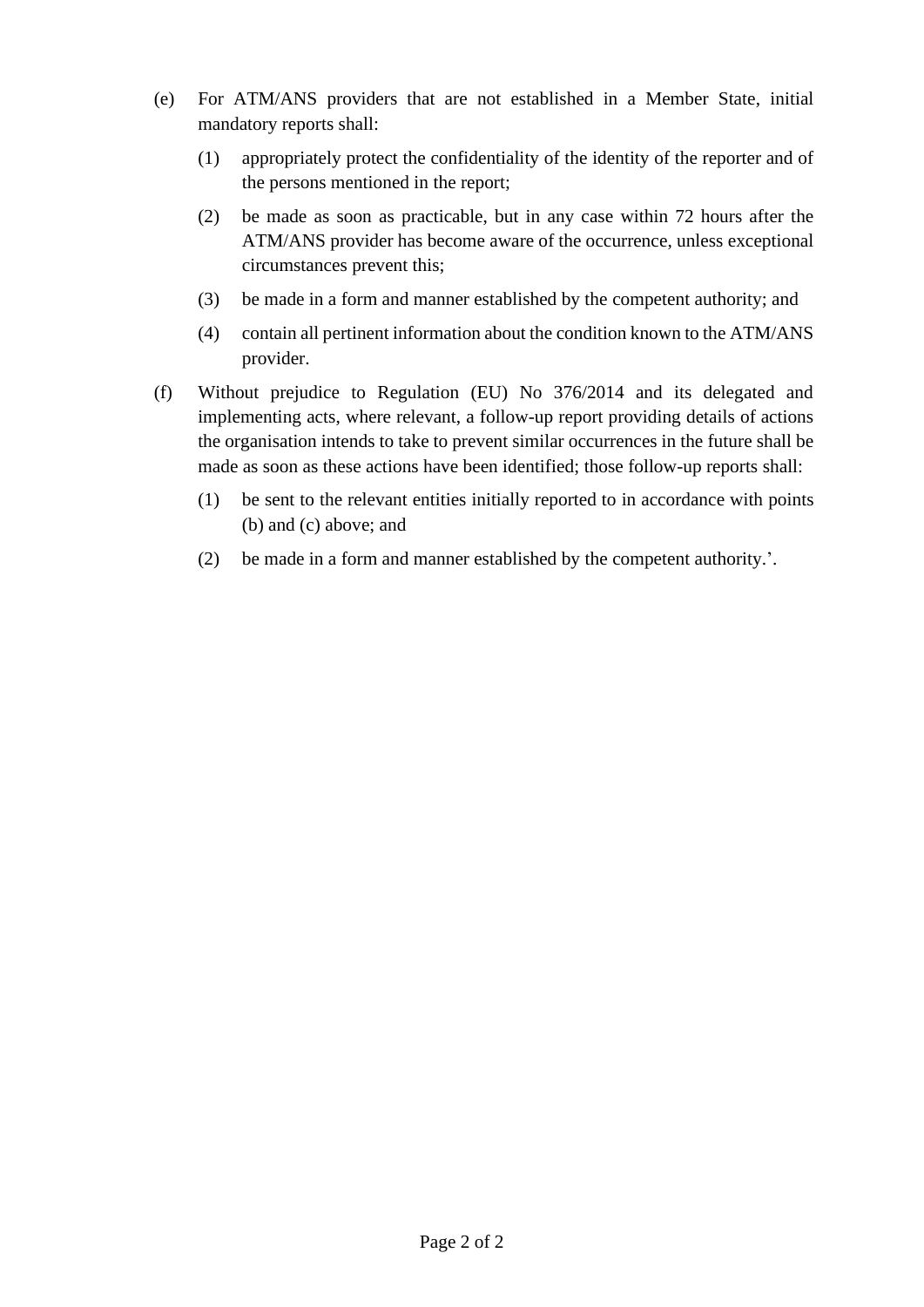(e) For ATM/ANS providers that are not established in a Member State, initial mandatory reports shall:

(1) appropriately protect the confidentiality of the identity of the reporter and of the persons mentioned in the report;

(2) be made as soon as practicable, but in any case within 72 hours after the ATM/ANS provider has become aware of the occurrence, unless exceptional circumstances prevent this;

(3) be made in a form and manner established by the competent authority; and

(4) contain all pertinent information about the condition known to the ATM/ANS provider.

(f) Without prejudice to Regulation (EU) No 376/2014 and its delegated and implementing acts, where relevant, a follow-up report providing details of actions the organisation intends to take to prevent similar occurrences in the future shall be made as soon as these actions have been identified; those follow-up reports shall:

(1) be sent to the relevant entities initially reported to in accordance with points (b) and (c) above; and

(2) be made in a form and manner established by the competent authority.’.